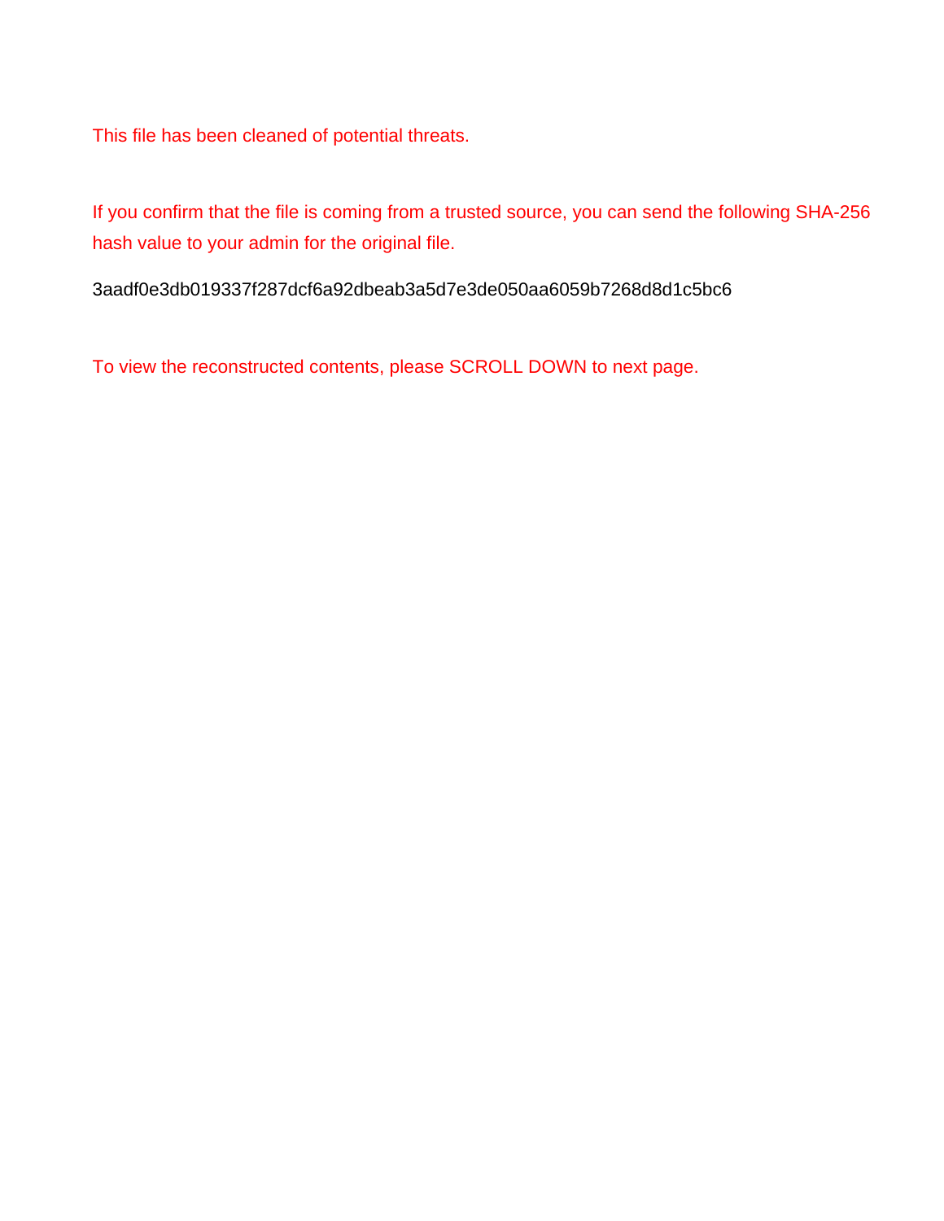This file has been cleaned of potential threats.

If you confirm that the file is coming from a trusted source, you can send the following SHA-256 hash value to your admin for the original file.

3aadf0e3db019337f287dcf6a92dbeab3a5d7e3de050aa6059b7268d8d1c5bc6

To view the reconstructed contents, please SCROLL DOWN to next page.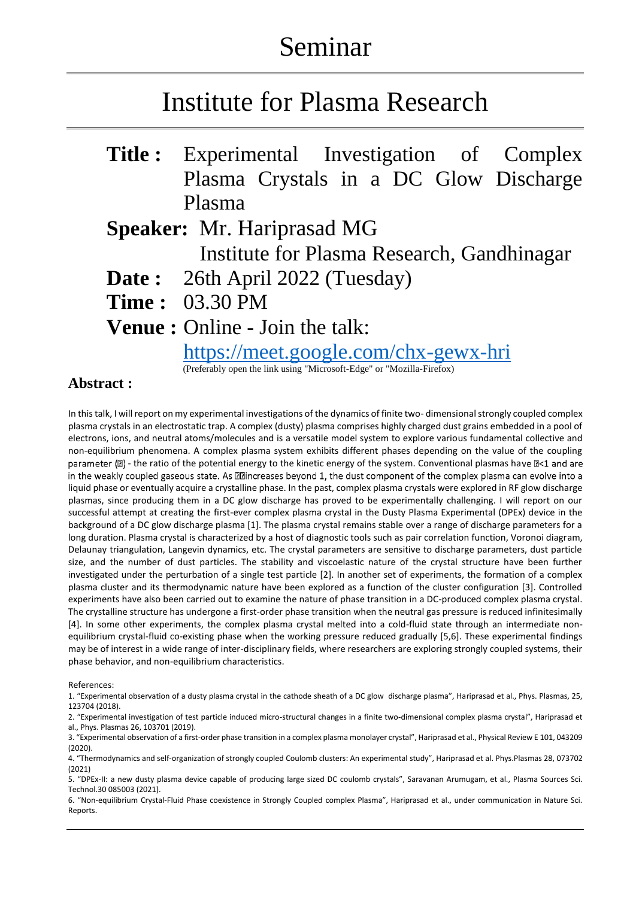# Seminar

# Institute for Plasma Research

**Title :** Experimental Investigation of Complex Plasma Crystals in a DC Glow Discharge Plasma

**Speaker:** Mr. Hariprasad MG
Institute for Plasma Research, Gandhinagar

**Date :** 26th April 2022 (Tuesday)

**Time :** 03.30 PM

**Venue :** Online - Join the talk:
https://meet.google.com/chx-gewx-hri
(Preferably open the link using "Microsoft-Edge" or "Mozilla-Firefox)

**Abstract :**

In this talk, I will report on my experimental investigations of the dynamics of finite two- dimensional strongly coupled complex plasma crystals in an electrostatic trap. A complex (dusty) plasma comprises highly charged dust grains embedded in a pool of electrons, ions, and neutral atoms/molecules and is a versatile model system to explore various fundamental collective and non-equilibrium phenomena. A complex plasma system exhibits different phases depending on the value of the coupling parameter ($\Gamma$) - the ratio of the potential energy to the kinetic energy of the system. Conventional plasmas have $\Gamma<1$ and are in the weakly coupled gaseous state. As $\Gamma$ increases beyond 1, the dust component of the complex plasma can evolve into a liquid phase or eventually acquire a crystalline phase. In the past, complex plasma crystals were explored in RF glow discharge plasmas, since producing them in a DC glow discharge has proved to be experimentally challenging. I will report on our successful attempt at creating the first-ever complex plasma crystal in the Dusty Plasma Experimental (DPEx) device in the background of a DC glow discharge plasma [1]. The plasma crystal remains stable over a range of discharge parameters for a long duration. Plasma crystal is characterized by a host of diagnostic tools such as pair correlation function, Voronoi diagram, Delaunay triangulation, Langevin dynamics, etc. The crystal parameters are sensitive to discharge parameters, dust particle size, and the number of dust particles. The stability and viscoelastic nature of the crystal structure have been further investigated under the perturbation of a single test particle [2]. In another set of experiments, the formation of a complex plasma cluster and its thermodynamic nature have been explored as a function of the cluster configuration [3]. Controlled experiments have also been carried out to examine the nature of phase transition in a DC-produced complex plasma crystal. The crystalline structure has undergone a first-order phase transition when the neutral gas pressure is reduced infinitesimally [4]. In some other experiments, the complex plasma crystal melted into a cold-fluid state through an intermediate non-equilibrium crystal-fluid co-existing phase when the working pressure reduced gradually [5,6]. These experimental findings may be of interest in a wide range of inter-disciplinary fields, where researchers are exploring strongly coupled systems, their phase behavior, and non-equilibrium characteristics.

References:

1. "Experimental observation of a dusty plasma crystal in the cathode sheath of a DC glow discharge plasma", Hariprasad et al., Phys. Plasmas, 25, 123704 (2018).
2. "Experimental investigation of test particle induced micro-structural changes in a finite two-dimensional complex plasma crystal", Hariprasad et al., Phys. Plasmas 26, 103701 (2019).
3. "Experimental observation of a first-order phase transition in a complex plasma monolayer crystal", Hariprasad et al., Physical Review E 101, 043209 (2020).
4. "Thermodynamics and self-organization of strongly coupled Coulomb clusters: An experimental study", Hariprasad et al. Phys.Plasmas 28, 073702 (2021)
5. "DPEx-II: a new dusty plasma device capable of producing large sized DC coulomb crystals", Saravanan Arumugam, et al., Plasma Sources Sci. Technol.30 085003 (2021).
6. "Non-equilibrium Crystal-Fluid Phase coexistence in Strongly Coupled complex Plasma", Hariprasad et al., under communication in Nature Sci. Reports.